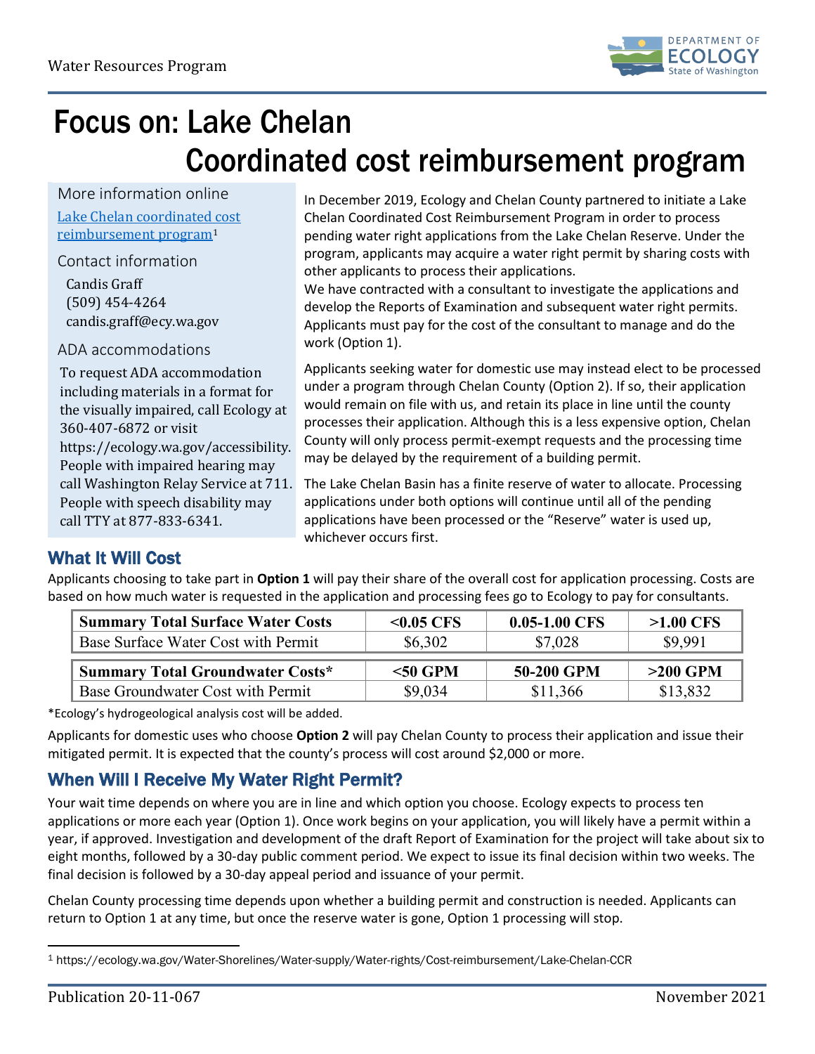Water Resources Program

# Focus on: Lake Chelan Coordinated cost reimbursement program

More information online

[Lake Chelan coordinated cost reimbursement program][1]

Contact information

Candis Graff
(509) 454-4264
candis.graff@ecy.wa.gov

ADA accommodations

To request ADA accommodation including materials in a format for the visually impaired, call Ecology at 360-407-6872 or visit https://ecology.wa.gov/accessibility. People with impaired hearing may call Washington Relay Service at 711. People with speech disability may call TTY at 877-833-6341.

In December 2019, Ecology and Chelan County partnered to initiate a Lake Chelan Coordinated Cost Reimbursement Program in order to process pending water right applications from the Lake Chelan Reserve. Under the program, applicants may acquire a water right permit by sharing costs with other applicants to process their applications.

We have contracted with a consultant to investigate the applications and develop the Reports of Examination and subsequent water right permits. Applicants must pay for the cost of the consultant to manage and do the work (Option 1).

Applicants seeking water for domestic use may instead elect to be processed under a program through Chelan County (Option 2). If so, their application would remain on file with us, and retain its place in line until the county processes their application. Although this is a less expensive option, Chelan County will only process permit-exempt requests and the processing time may be delayed by the requirement of a building permit.

The Lake Chelan Basin has a finite reserve of water to allocate. Processing applications under both options will continue until all of the pending applications have been processed or the "Reserve" water is used up, whichever occurs first.

## What It Will Cost

Applicants choosing to take part in **Option 1** will pay their share of the overall cost for application processing. Costs are based on how much water is requested in the application and processing fees go to Ecology to pay for consultants.

| Summary Total Surface Water Costs | <0.05 CFS | 0.05-1.00 CFS | >1.00 CFS |
|---|---|---|---|
| Base Surface Water Cost with Permit | $6,302 | $7,028 | $9,991 |

| Summary Total Groundwater Costs* | <50 GPM | 50-200 GPM | >200 GPM |
|---|---|---|---|
| Base Groundwater Cost with Permit | $9,034 | $11,366 | $13,832 |

*Ecology's hydrogeological analysis cost will be added.

Applicants for domestic uses who choose **Option 2** will pay Chelan County to process their application and issue their mitigated permit. It is expected that the county's process will cost around $2,000 or more.

## When Will I Receive My Water Right Permit?

Your wait time depends on where you are in line and which option you choose. Ecology expects to process ten applications or more each year (Option 1). Once work begins on your application, you will likely have a permit within a year, if approved. Investigation and development of the draft Report of Examination for the project will take about six to eight months, followed by a 30-day public comment period. We expect to issue its final decision within two weeks. The final decision is followed by a 30-day appeal period and issuance of your permit.

Chelan County processing time depends upon whether a building permit and construction is needed. Applicants can return to Option 1 at any time, but once the reserve water is gone, Option 1 processing will stop.

[1] https://ecology.wa.gov/Water-Shorelines/Water-supply/Water-rights/Cost-reimbursement/Lake-Chelan-CCR

Publication 20-11-067 November 2021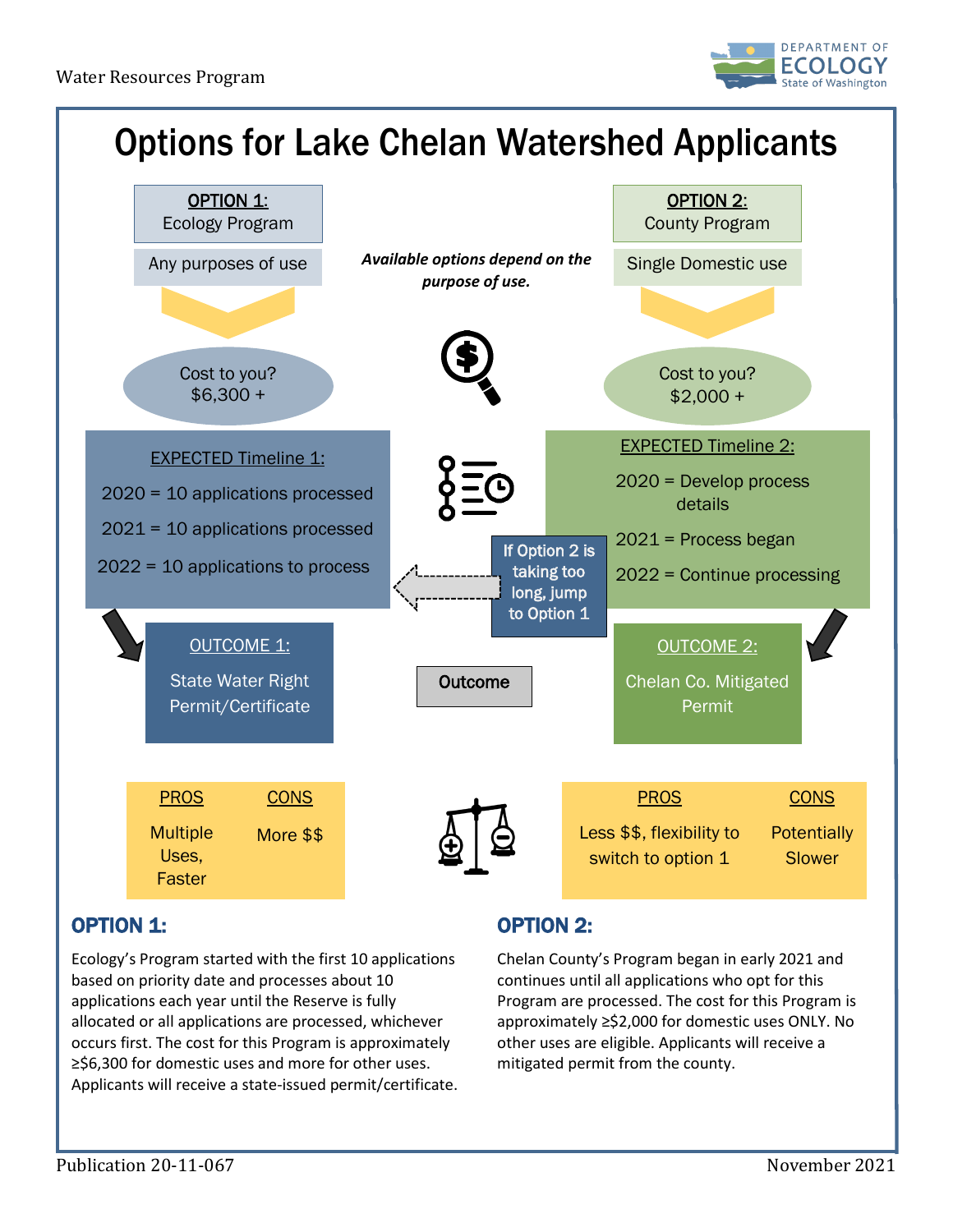# Options for Lake Chelan Watershed Applicants

**OPTION 1:**
Ecology Program

Any purposes of use

***Available options depend on the purpose of use.***

**OPTION 2:**
County Program

Single Domestic use

Cost to you?
$6,300 +

Cost to you?
$2,000 +

EXPECTED Timeline 1:

2020 = 10 applications processed

2021 = 10 applications processed

2022 = 10 applications to process

EXPECTED Timeline 2:

2020 = Develop process details

2021 = Process began

2022 = Continue processing

**If Option 2 is taking too long, jump to Option 1**

OUTCOME 1:

State Water Right Permit/Certificate

**Outcome**

OUTCOME 2:

Chelan Co. Mitigated Permit

| PROS | CONS |
|---|---|
| Multiple Uses, Faster | More $$ |

| PROS | CONS |
|---|---|
| Less $$, flexibility to switch to option 1 | Potentially Slower |

## OPTION 1:

Ecology's Program started with the first 10 applications based on priority date and processes about 10 applications each year until the Reserve is fully allocated or all applications are processed, whichever occurs first. The cost for this Program is approximately ≥$6,300 for domestic uses and more for other uses. Applicants will receive a state-issued permit/certificate.

## OPTION 2:

Chelan County's Program began in early 2021 and continues until all applications who opt for this Program are processed. The cost for this Program is approximately ≥$2,000 for domestic uses ONLY. No other uses are eligible. Applicants will receive a mitigated permit from the county.